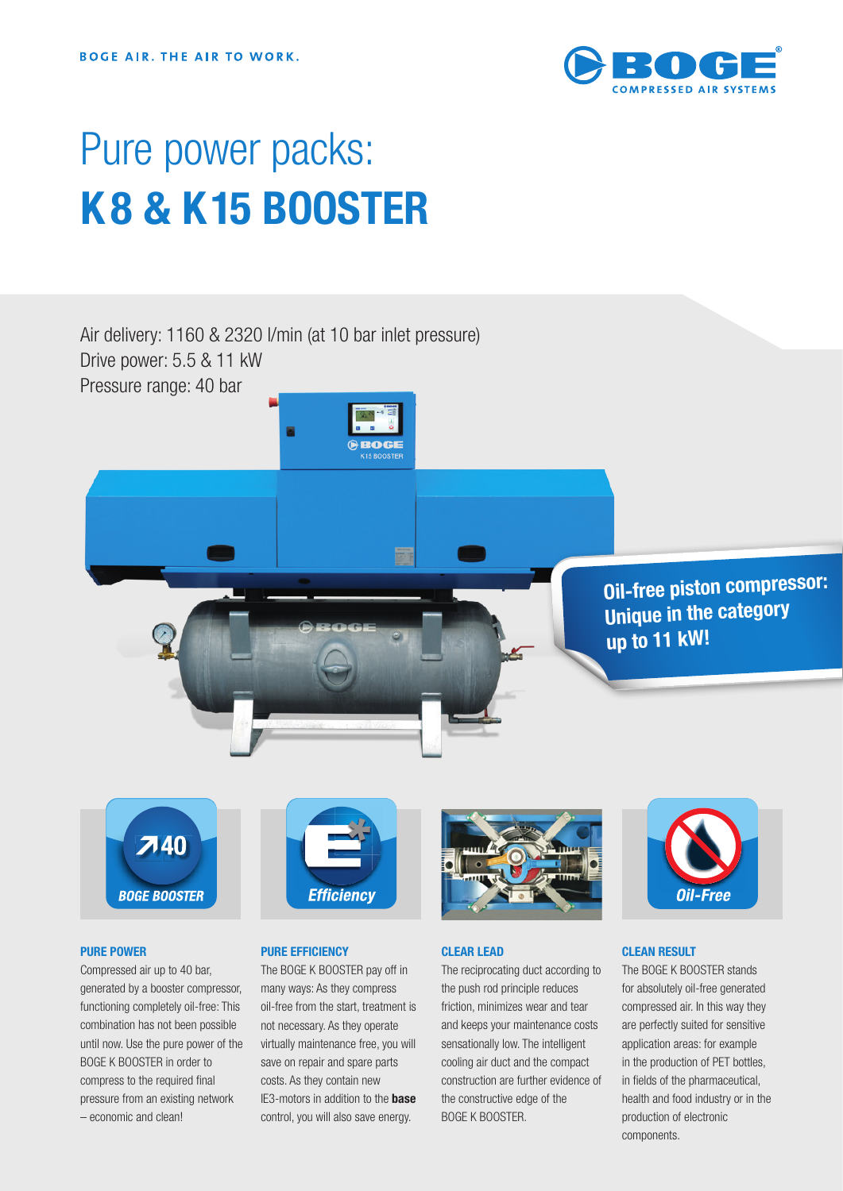BOGE AIR. THE AIR TO WORK.

# Pure power packs:
# K 8 & K 15 BOOSTER

Air delivery: 1160 & 2320 l/min (at 10 bar inlet pressure)
Drive power: 5.5 & 11 kW
Pressure range: 40 bar

**Oil-free piston compressor: Unique in the category up to 11 kW!**

### PURE POWER

Compressed air up to 40 bar, generated by a booster compressor, functioning completely oil-free: This combination has not been possible until now. Use the pure power of the BOGE K BOOSTER in order to compress to the required final pressure from an existing network – economic and clean!

### PURE EFFICIENCY

The BOGE K BOOSTER pay off in many ways: As they compress oil-free from the start, treatment is not necessary. As they operate virtually maintenance free, you will save on repair and spare parts costs. As they contain new IE3-motors in addition to the **base** control, you will also save energy.

### CLEAR LEAD

The reciprocating duct according to the push rod principle reduces friction, minimizes wear and tear and keeps your maintenance costs sensationally low. The intelligent cooling air duct and the compact construction are further evidence of the constructive edge of the BOGE K BOOSTER.

### CLEAN RESULT

The BOGE K BOOSTER stands for absolutely oil-free generated compressed air. In this way they are perfectly suited for sensitive application areas: for example in the production of PET bottles, in fields of the pharmaceutical, health and food industry or in the production of electronic components.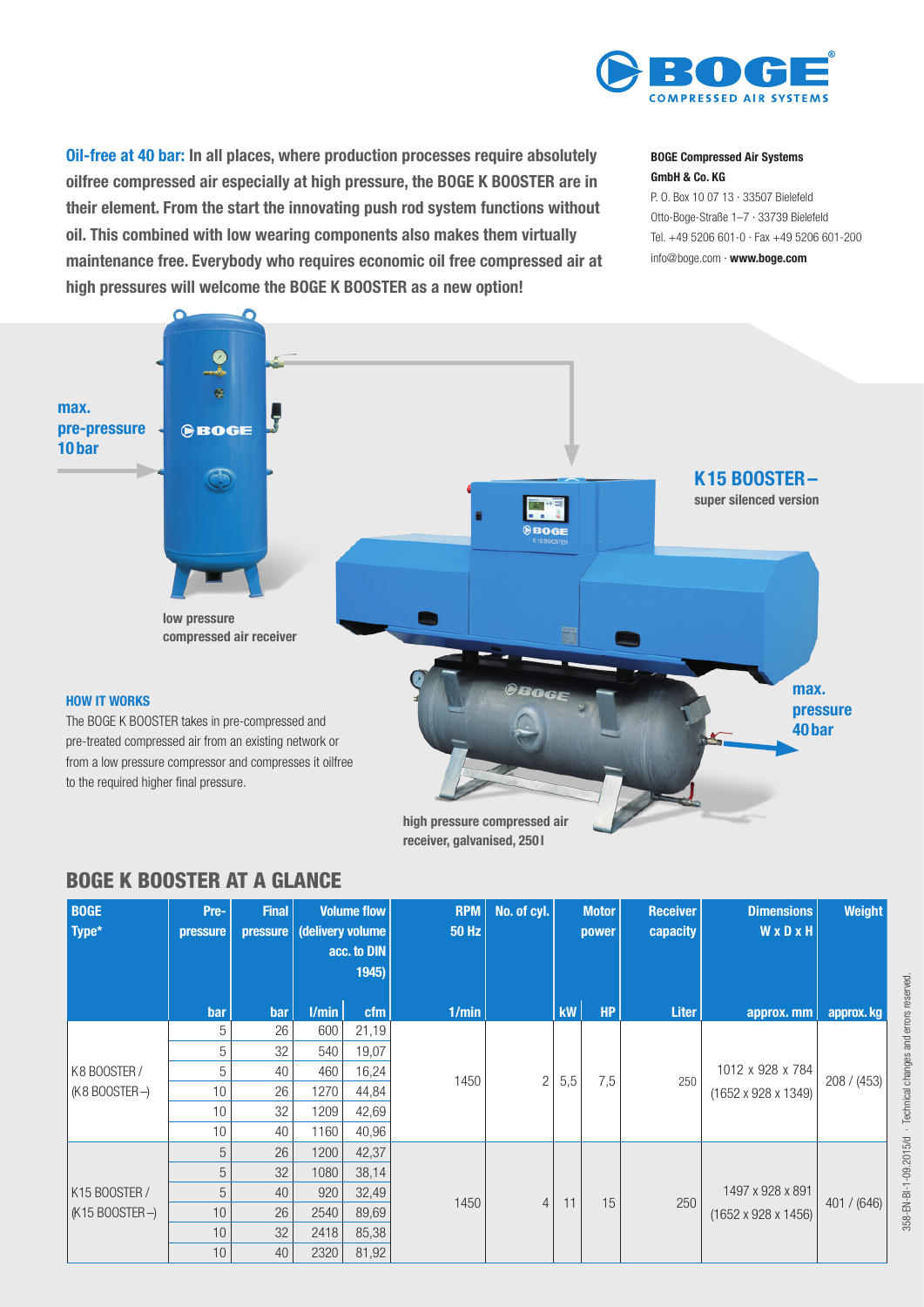**Oil-free at 40 bar:** **In all places, where production processes require absolutely oilfree compressed air especially at high pressure, the BOGE K BOOSTER are in their element. From the start the innovating push rod system functions without oil. This combined with low wearing components also makes them virtually maintenance free. Everybody who requires economic oil free compressed air at high pressures will welcome the BOGE K BOOSTER as a new option!**

**BOGE Compressed Air Systems GmbH & Co. KG**
P. O. Box 10 07 13 · 33507 Bielefeld
Otto-Boge-Straße 1–7 · 33739 Bielefeld
Tel. +49 5206 601-0 · Fax +49 5206 601-200
info@boge.com · **www.boge.com**

max. pre-pressure 10 bar

low pressure compressed air receiver

**K15 BOOSTER –**
super silenced version

max. pressure 40 bar

high pressure compressed air receiver, galvanised, 250 l

### HOW IT WORKS

The BOGE K BOOSTER takes in pre-compressed and pre-treated compressed air from an existing network or from a low pressure compressor and compresses it oilfree to the required higher final pressure.

## BOGE K BOOSTER AT A GLANCE

| BOGE Type* | Pre-pressure | Final pressure | Volume flow (delivery volume acc. to DIN 1945) | | RPM 50 Hz | No. of cyl. | Motor power | | Receiver capacity | Dimensions W x D x H | Weight |
|---|---|---|---|---|---|---|---|---|---|---|---|
| | bar | bar | l/min | cfm | 1/min | | kW | HP | Liter | approx. mm | approx. kg |
| K8 BOOSTER / (K8 BOOSTER –) | 5 | 26 | 600 | 21,19 | 1450 | 2 | 5,5 | 7,5 | 250 | 1012 x 928 x 784 (1652 x 928 x 1349) | 208 / (453) |
| | 5 | 32 | 540 | 19,07 | | | | | | | |
| | 5 | 40 | 460 | 16,24 | | | | | | | |
| | 10 | 26 | 1270 | 44,84 | | | | | | | |
| | 10 | 32 | 1209 | 42,69 | | | | | | | |
| | 10 | 40 | 1160 | 40,96 | | | | | | | |
| K15 BOOSTER / (K15 BOOSTER –) | 5 | 26 | 1200 | 42,37 | 1450 | 4 | 11 | 15 | 250 | 1497 x 928 x 891 (1652 x 928 x 1456) | 401 / (646) |
| | 5 | 32 | 1080 | 38,14 | | | | | | | |
| | 5 | 40 | 920 | 32,49 | | | | | | | |
| | 10 | 26 | 2540 | 89,69 | | | | | | | |
| | 10 | 32 | 2418 | 85,38 | | | | | | | |
| | 10 | 40 | 2320 | 81,92 | | | | | | | |

358-EN-BI-1-09.2015/d · Technical changes and errors reserved.